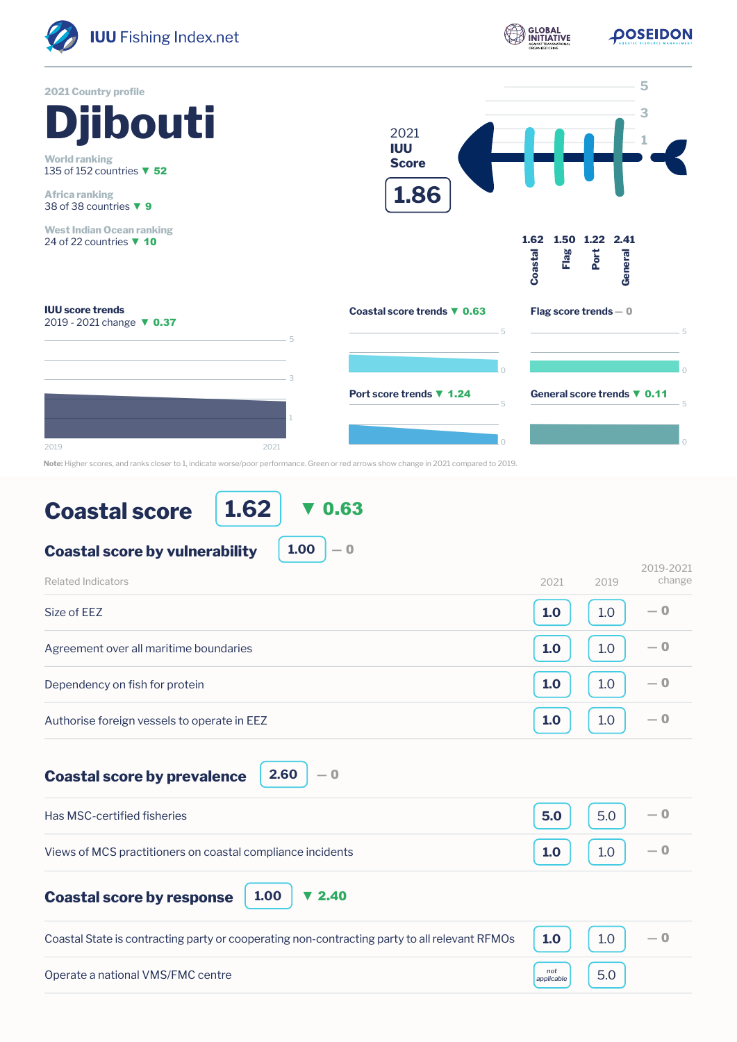IUU Fishing Index.net

2021 Country profile

# Djibouti

World ranking
135 of 152 countries ▼ 52

Africa ranking
38 of 38 countries ▼ 9

West Indian Ocean ranking
24 of 22 countries ▼ 10

2021 IUU Score **1.86**

| Coastal | Flag | Port | General |
|---|---|---|---|
| 1.62 | 1.50 | 1.22 | 2.41 |

**IUU score trends**
2019 - 2021 change ▼ 0.37

**Coastal score trends** ▼ 0.63

**Flag score trends** — 0

**Port score trends** ▼ 1.24

**General score trends** ▼ 0.11

**Note:** Higher scores, and ranks closer to 1, indicate worse/poor performance. Green or red arrows show change in 2021 compared to 2019.

## Coastal score 1.62 ▼ 0.63

### Coastal score by vulnerability 1.00 — 0

| Related Indicators | 2021 | 2019 | 2019-2021 change |
|---|---|---|---|
| Size of EEZ | 1.0 | 1.0 | — 0 |
| Agreement over all maritime boundaries | 1.0 | 1.0 | — 0 |
| Dependency on fish for protein | 1.0 | 1.0 | — 0 |
| Authorise foreign vessels to operate in EEZ | 1.0 | 1.0 | — 0 |

### Coastal score by prevalence 2.60 — 0

| Related Indicators | 2021 | 2019 | 2019-2021 change |
|---|---|---|---|
| Has MSC-certified fisheries | 5.0 | 5.0 | — 0 |
| Views of MCS practitioners on coastal compliance incidents | 1.0 | 1.0 | — 0 |

### Coastal score by response 1.00 ▼ 2.40

| Related Indicators | 2021 | 2019 | 2019-2021 change |
|---|---|---|---|
| Coastal State is contracting party or cooperating non-contracting party to all relevant RFMOs | 1.0 | 1.0 | — 0 |
| Operate a national VMS/FMC centre | not applicable | 5.0 | |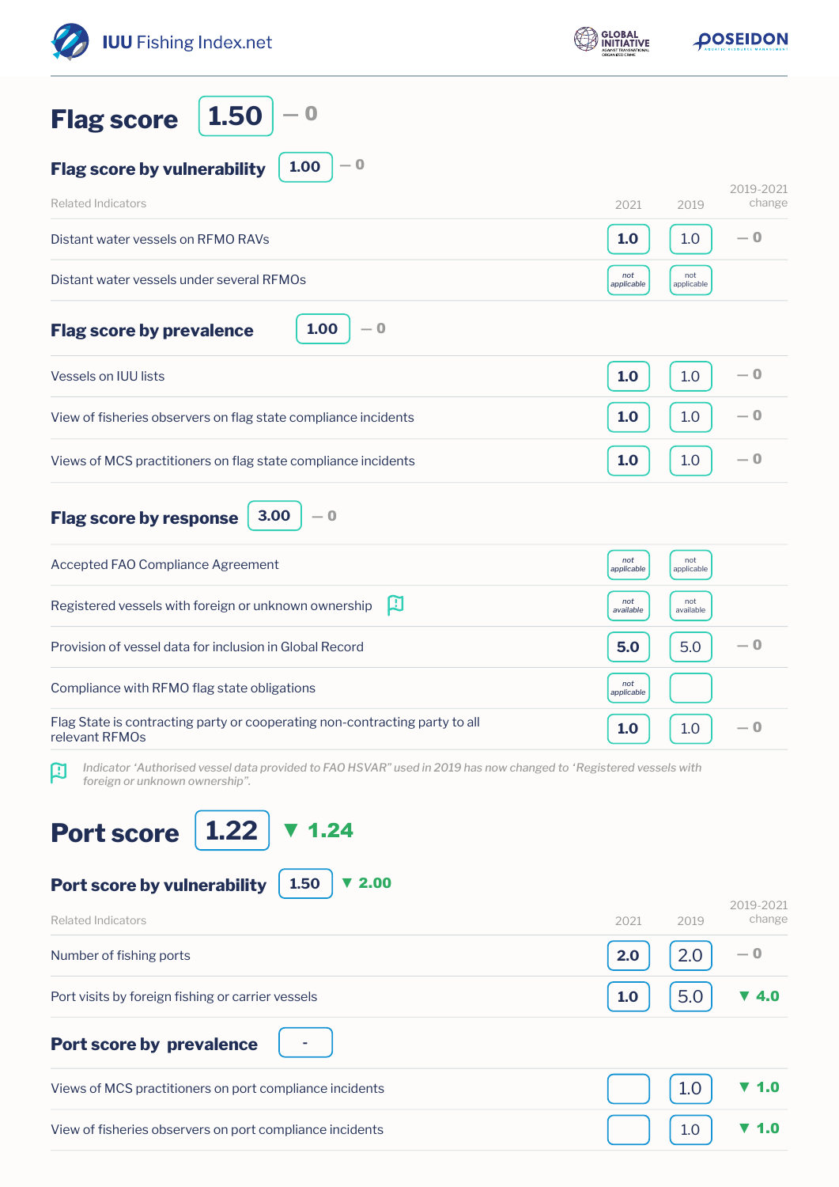IUU Fishing Index.net

# Flag score 1.50 — 0

## Flag score by vulnerability 1.00 — 0

| Related Indicators | 2021 | 2019 | 2019-2021 change |
|---|---|---|---|
| Distant water vessels on RFMO RAVs | 1.0 | 1.0 | — 0 |
| Distant water vessels under several RFMOs | not applicable | not applicable | |

## Flag score by prevalence 1.00 — 0

| Related Indicators | 2021 | 2019 | 2019-2021 change |
|---|---|---|---|
| Vessels on IUU lists | 1.0 | 1.0 | — 0 |
| View of fisheries observers on flag state compliance incidents | 1.0 | 1.0 | — 0 |
| Views of MCS practitioners on flag state compliance incidents | 1.0 | 1.0 | — 0 |

## Flag score by response 3.00 — 0

| Related Indicators | 2021 | 2019 | 2019-2021 change |
|---|---|---|---|
| Accepted FAO Compliance Agreement | not applicable | not applicable | |
| Registered vessels with foreign or unknown ownership | not available | not available | |
| Provision of vessel data for inclusion in Global Record | 5.0 | 5.0 | — 0 |
| Compliance with RFMO flag state obligations | not applicable | | |
| Flag State is contracting party or cooperating non-contracting party to all relevant RFMOs | 1.0 | 1.0 | — 0 |

*Indicator 'Authorised vessel data provided to FAO HSVAR" used in 2019 has now changed to 'Registered vessels with foreign or unknown ownership".*

# Port score 1.22 ▼ 1.24

## Port score by vulnerability 1.50 ▼ 2.00

| Related Indicators | 2021 | 2019 | 2019-2021 change |
|---|---|---|---|
| Number of fishing ports | 2.0 | 2.0 | — 0 |
| Port visits by foreign fishing or carrier vessels | 1.0 | 5.0 | ▼ 4.0 |

## Port score by prevalence -

| Related Indicators | 2021 | 2019 | 2019-2021 change |
|---|---|---|---|
| Views of MCS practitioners on port compliance incidents | | 1.0 | ▼ 1.0 |
| View of fisheries observers on port compliance incidents | | 1.0 | ▼ 1.0 |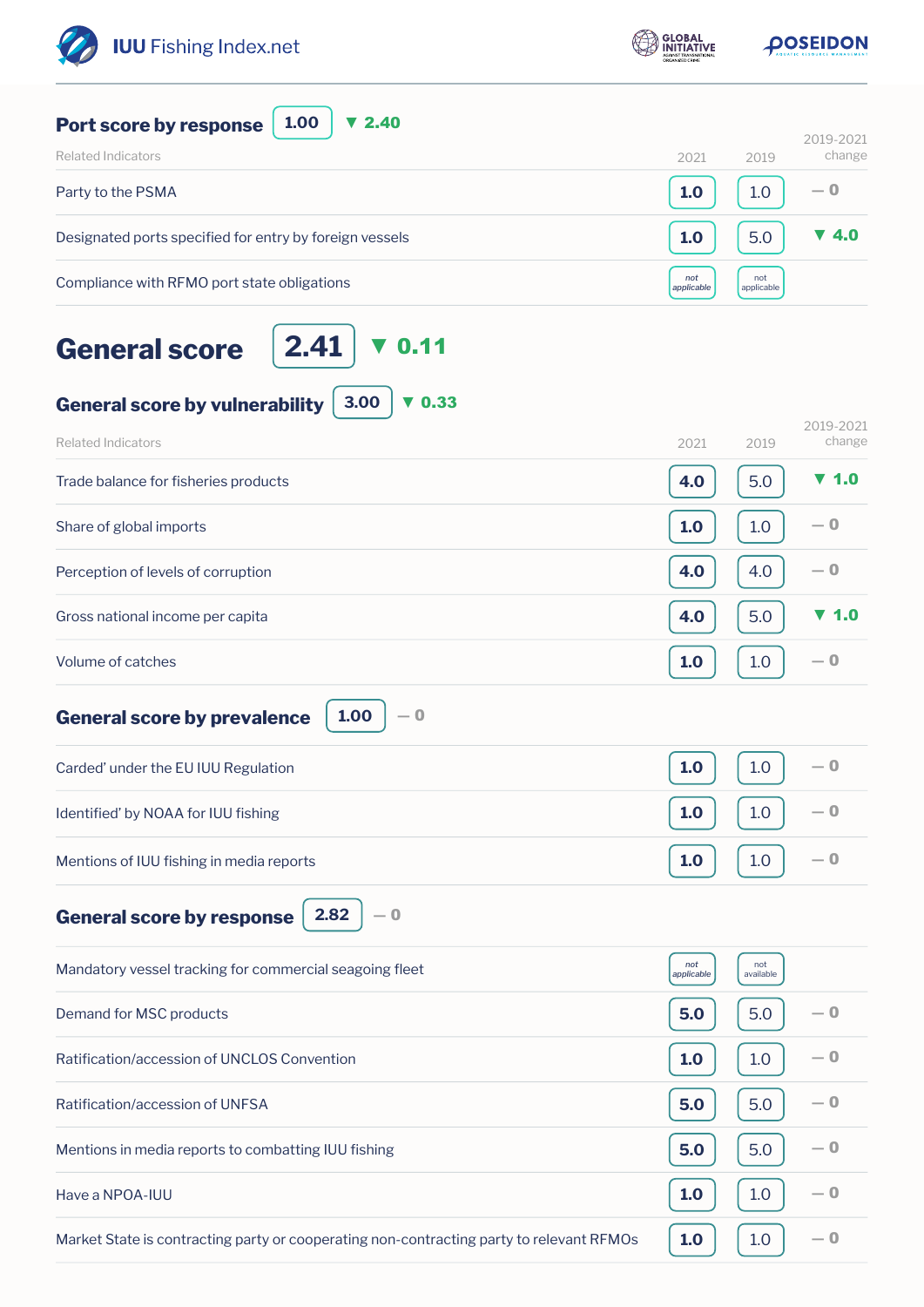## Port score by response 1.00 ▼ 2.40

| Related Indicators | 2021 | 2019 | 2019-2021 change |
|---|---|---|---|
| Party to the PSMA | 1.0 | 1.0 | — 0 |
| Designated ports specified for entry by foreign vessels | 1.0 | 5.0 | ▼ 4.0 |
| Compliance with RFMO port state obligations | not applicable | not applicable | |

# General score 2.41 ▼ 0.11

## General score by vulnerability 3.00 ▼ 0.33

| Related Indicators | 2021 | 2019 | 2019-2021 change |
|---|---|---|---|
| Trade balance for fisheries products | 4.0 | 5.0 | ▼ 1.0 |
| Share of global imports | 1.0 | 1.0 | — 0 |
| Perception of levels of corruption | 4.0 | 4.0 | — 0 |
| Gross national income per capita | 4.0 | 5.0 | ▼ 1.0 |
| Volume of catches | 1.0 | 1.0 | — 0 |

## General score by prevalence 1.00 — 0

| | | | |
|---|---|---|---|
| Carded' under the EU IUU Regulation | 1.0 | 1.0 | — 0 |
| Identified' by NOAA for IUU fishing | 1.0 | 1.0 | — 0 |
| Mentions of IUU fishing in media reports | 1.0 | 1.0 | — 0 |

## General score by response 2.82 — 0

| | | | |
|---|---|---|---|
| Mandatory vessel tracking for commercial seagoing fleet | not applicable | not available | |
| Demand for MSC products | 5.0 | 5.0 | — 0 |
| Ratification/accession of UNCLOS Convention | 1.0 | 1.0 | — 0 |
| Ratification/accession of UNFSA | 5.0 | 5.0 | — 0 |
| Mentions in media reports to combatting IUU fishing | 5.0 | 5.0 | — 0 |
| Have a NPOA-IUU | 1.0 | 1.0 | — 0 |
| Market State is contracting party or cooperating non-contracting party to relevant RFMOs | 1.0 | 1.0 | — 0 |